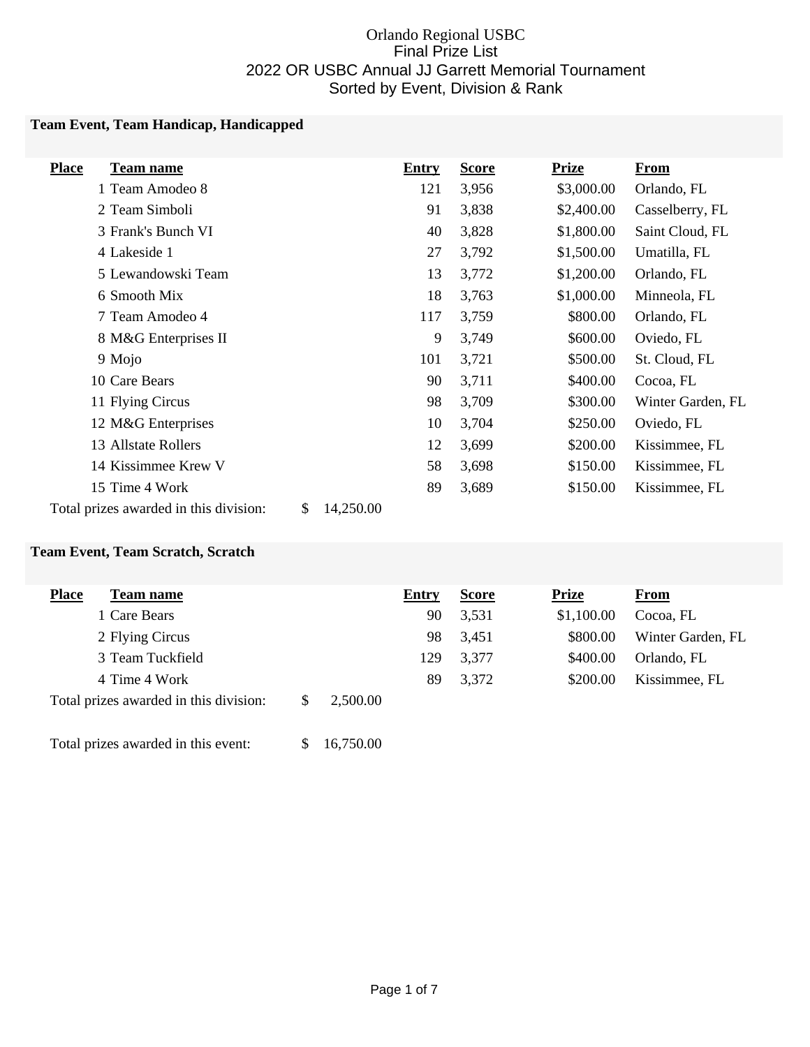# Orlando Regional USBC

## Final Prize List

## 2022 OR USBC Annual JJ Garrett Memorial Tournament

### Sorted by Event, Division & Rank

**Team Event, Team Handicap, Handicapped**

| Place | Team name | Entry | Score | Prize | From |
|---|---|---|---|---|---|
| 1 | Team Amodeo 8 | 121 | 3,956 | $3,000.00 | Orlando, FL |
| 2 | Team Simboli | 91 | 3,838 | $2,400.00 | Casselberry, FL |
| 3 | Frank's Bunch VI | 40 | 3,828 | $1,800.00 | Saint Cloud, FL |
| 4 | Lakeside 1 | 27 | 3,792 | $1,500.00 | Umatilla, FL |
| 5 | Lewandowski Team | 13 | 3,772 | $1,200.00 | Orlando, FL |
| 6 | Smooth Mix | 18 | 3,763 | $1,000.00 | Minneola, FL |
| 7 | Team Amodeo 4 | 117 | 3,759 | $800.00 | Orlando, FL |
| 8 | M&G Enterprises II | 9 | 3,749 | $600.00 | Oviedo, FL |
| 9 | Mojo | 101 | 3,721 | $500.00 | St. Cloud, FL |
| 10 | Care Bears | 90 | 3,711 | $400.00 | Cocoa, FL |
| 11 | Flying Circus | 98 | 3,709 | $300.00 | Winter Garden, FL |
| 12 | M&G Enterprises | 10 | 3,704 | $250.00 | Oviedo, FL |
| 13 | Allstate Rollers | 12 | 3,699 | $200.00 | Kissimmee, FL |
| 14 | Kissimmee Krew V | 58 | 3,698 | $150.00 | Kissimmee, FL |
| 15 | Time 4 Work | 89 | 3,689 | $150.00 | Kissimmee, FL |

Total prizes awarded in this division: $ 14,250.00

**Team Event, Team Scratch, Scratch**

| Place | Team name | Entry | Score | Prize | From |
|---|---|---|---|---|---|
| 1 | Care Bears | 90 | 3,531 | $1,100.00 | Cocoa, FL |
| 2 | Flying Circus | 98 | 3,451 | $800.00 | Winter Garden, FL |
| 3 | Team Tuckfield | 129 | 3,377 | $400.00 | Orlando, FL |
| 4 | Time 4 Work | 89 | 3,372 | $200.00 | Kissimmee, FL |

Total prizes awarded in this division: $ 2,500.00

Total prizes awarded in this event: $ 16,750.00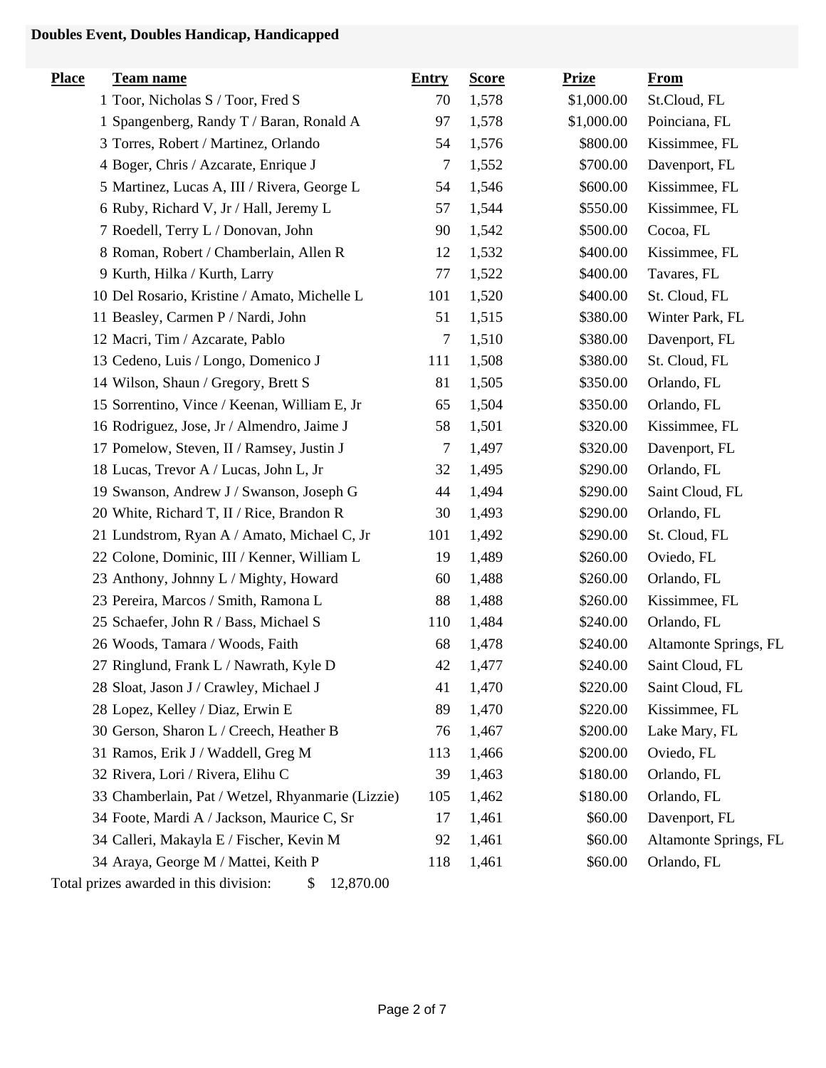**Doubles Event, Doubles Handicap, Handicapped**

| Place | Team name | Entry | Score | Prize | From |
|---|---|---|---|---|---|
| 1 | Toor, Nicholas S / Toor, Fred S | 70 | 1,578 | $1,000.00 | St.Cloud, FL |
| 1 | Spangenberg, Randy T / Baran, Ronald A | 97 | 1,578 | $1,000.00 | Poinciana, FL |
| 3 | Torres, Robert / Martinez, Orlando | 54 | 1,576 | $800.00 | Kissimmee, FL |
| 4 | Boger, Chris / Azcarate, Enrique J | 7 | 1,552 | $700.00 | Davenport, FL |
| 5 | Martinez, Lucas A, III / Rivera, George L | 54 | 1,546 | $600.00 | Kissimmee, FL |
| 6 | Ruby, Richard V, Jr / Hall, Jeremy L | 57 | 1,544 | $550.00 | Kissimmee, FL |
| 7 | Roedell, Terry L / Donovan, John | 90 | 1,542 | $500.00 | Cocoa, FL |
| 8 | Roman, Robert / Chamberlain, Allen R | 12 | 1,532 | $400.00 | Kissimmee, FL |
| 9 | Kurth, Hilka / Kurth, Larry | 77 | 1,522 | $400.00 | Tavares, FL |
| 10 | Del Rosario, Kristine / Amato, Michelle L | 101 | 1,520 | $400.00 | St. Cloud, FL |
| 11 | Beasley, Carmen P / Nardi, John | 51 | 1,515 | $380.00 | Winter Park, FL |
| 12 | Macri, Tim / Azcarate, Pablo | 7 | 1,510 | $380.00 | Davenport, FL |
| 13 | Cedeno, Luis / Longo, Domenico J | 111 | 1,508 | $380.00 | St. Cloud, FL |
| 14 | Wilson, Shaun / Gregory, Brett S | 81 | 1,505 | $350.00 | Orlando, FL |
| 15 | Sorrentino, Vince / Keenan, William E, Jr | 65 | 1,504 | $350.00 | Orlando, FL |
| 16 | Rodriguez, Jose, Jr / Almendro, Jaime J | 58 | 1,501 | $320.00 | Kissimmee, FL |
| 17 | Pomelow, Steven, II / Ramsey, Justin J | 7 | 1,497 | $320.00 | Davenport, FL |
| 18 | Lucas, Trevor A / Lucas, John L, Jr | 32 | 1,495 | $290.00 | Orlando, FL |
| 19 | Swanson, Andrew J / Swanson, Joseph G | 44 | 1,494 | $290.00 | Saint Cloud, FL |
| 20 | White, Richard T, II / Rice, Brandon R | 30 | 1,493 | $290.00 | Orlando, FL |
| 21 | Lundstrom, Ryan A / Amato, Michael C, Jr | 101 | 1,492 | $290.00 | St. Cloud, FL |
| 22 | Colone, Dominic, III / Kenner, William L | 19 | 1,489 | $260.00 | Oviedo, FL |
| 23 | Anthony, Johnny L / Mighty, Howard | 60 | 1,488 | $260.00 | Orlando, FL |
| 23 | Pereira, Marcos / Smith, Ramona L | 88 | 1,488 | $260.00 | Kissimmee, FL |
| 25 | Schaefer, John R / Bass, Michael S | 110 | 1,484 | $240.00 | Orlando, FL |
| 26 | Woods, Tamara / Woods, Faith | 68 | 1,478 | $240.00 | Altamonte Springs, FL |
| 27 | Ringlund, Frank L / Nawrath, Kyle D | 42 | 1,477 | $240.00 | Saint Cloud, FL |
| 28 | Sloat, Jason J / Crawley, Michael J | 41 | 1,470 | $220.00 | Saint Cloud, FL |
| 28 | Lopez, Kelley / Diaz, Erwin E | 89 | 1,470 | $220.00 | Kissimmee, FL |
| 30 | Gerson, Sharon L / Creech, Heather B | 76 | 1,467 | $200.00 | Lake Mary, FL |
| 31 | Ramos, Erik J / Waddell, Greg M | 113 | 1,466 | $200.00 | Oviedo, FL |
| 32 | Rivera, Lori / Rivera, Elihu C | 39 | 1,463 | $180.00 | Orlando, FL |
| 33 | Chamberlain, Pat / Wetzel, Rhyanmarie (Lizzie) | 105 | 1,462 | $180.00 | Orlando, FL |
| 34 | Foote, Mardi A / Jackson, Maurice C, Sr | 17 | 1,461 | $60.00 | Davenport, FL |
| 34 | Calleri, Makayla E / Fischer, Kevin M | 92 | 1,461 | $60.00 | Altamonte Springs, FL |
| 34 | Araya, George M / Mattei, Keith P | 118 | 1,461 | $60.00 | Orlando, FL |

Total prizes awarded in this division: $ 12,870.00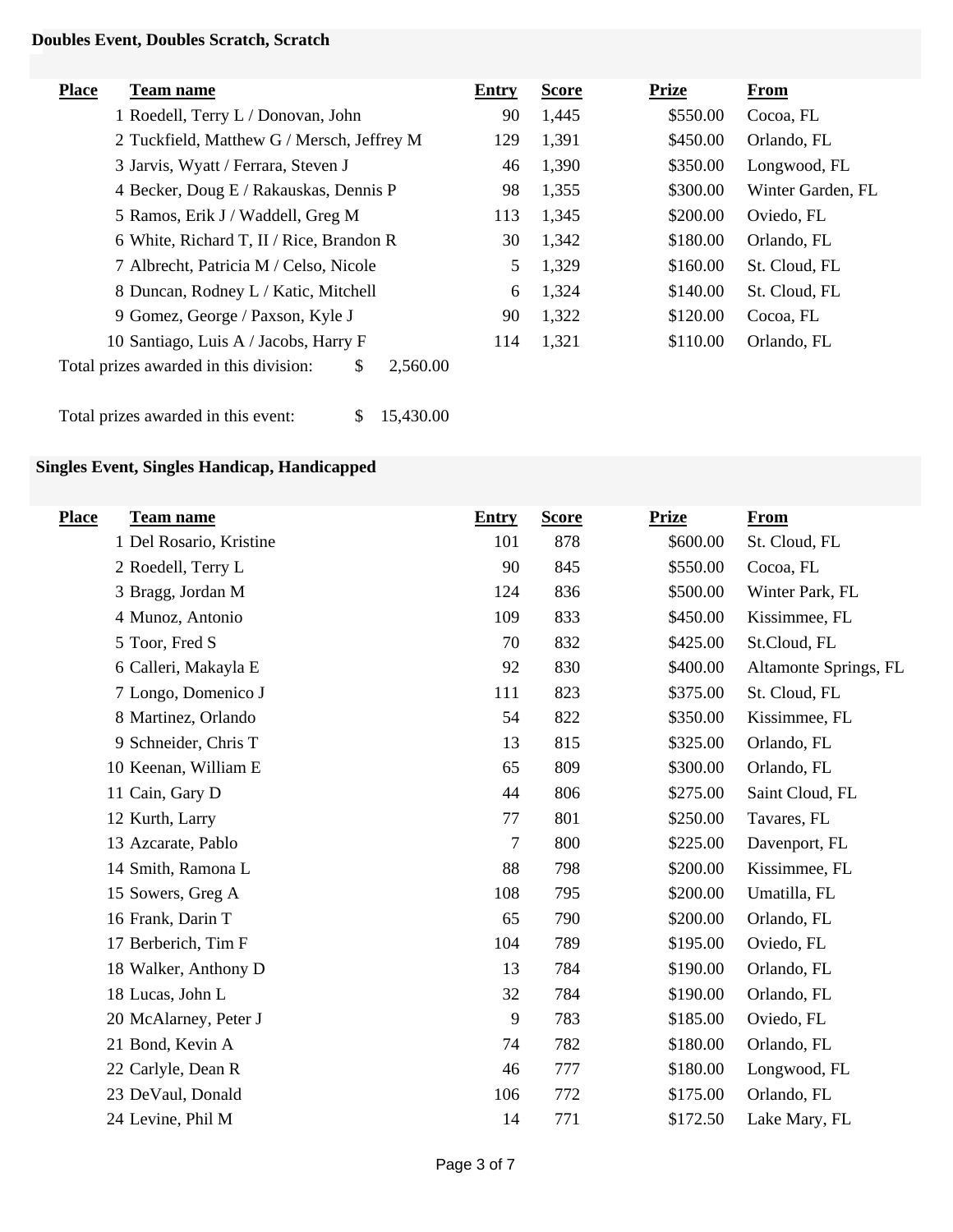## Doubles Event, Doubles Scratch, Scratch

| Place | Team name | Entry | Score | Prize | From |
|---|---|---|---|---|---|
| 1 | Roedell, Terry L / Donovan, John | 90 | 1,445 | $550.00 | Cocoa, FL |
| 2 | Tuckfield, Matthew G / Mersch, Jeffrey M | 129 | 1,391 | $450.00 | Orlando, FL |
| 3 | Jarvis, Wyatt / Ferrara, Steven J | 46 | 1,390 | $350.00 | Longwood, FL |
| 4 | Becker, Doug E / Rakauskas, Dennis P | 98 | 1,355 | $300.00 | Winter Garden, FL |
| 5 | Ramos, Erik J / Waddell, Greg M | 113 | 1,345 | $200.00 | Oviedo, FL |
| 6 | White, Richard T, II / Rice, Brandon R | 30 | 1,342 | $180.00 | Orlando, FL |
| 7 | Albrecht, Patricia M / Celso, Nicole | 5 | 1,329 | $160.00 | St. Cloud, FL |
| 8 | Duncan, Rodney L / Katic, Mitchell | 6 | 1,324 | $140.00 | St. Cloud, FL |
| 9 | Gomez, George / Paxson, Kyle J | 90 | 1,322 | $120.00 | Cocoa, FL |
| 10 | Santiago, Luis A / Jacobs, Harry F | 114 | 1,321 | $110.00 | Orlando, FL |

Total prizes awarded in this division: $ 2,560.00

Total prizes awarded in this event: $ 15,430.00

## Singles Event, Singles Handicap, Handicapped

| Place | Team name | Entry | Score | Prize | From |
|---|---|---|---|---|---|
| 1 | Del Rosario, Kristine | 101 | 878 | $600.00 | St. Cloud, FL |
| 2 | Roedell, Terry L | 90 | 845 | $550.00 | Cocoa, FL |
| 3 | Bragg, Jordan M | 124 | 836 | $500.00 | Winter Park, FL |
| 4 | Munoz, Antonio | 109 | 833 | $450.00 | Kissimmee, FL |
| 5 | Toor, Fred S | 70 | 832 | $425.00 | St.Cloud, FL |
| 6 | Calleri, Makayla E | 92 | 830 | $400.00 | Altamonte Springs, FL |
| 7 | Longo, Domenico J | 111 | 823 | $375.00 | St. Cloud, FL |
| 8 | Martinez, Orlando | 54 | 822 | $350.00 | Kissimmee, FL |
| 9 | Schneider, Chris T | 13 | 815 | $325.00 | Orlando, FL |
| 10 | Keenan, William E | 65 | 809 | $300.00 | Orlando, FL |
| 11 | Cain, Gary D | 44 | 806 | $275.00 | Saint Cloud, FL |
| 12 | Kurth, Larry | 77 | 801 | $250.00 | Tavares, FL |
| 13 | Azcarate, Pablo | 7 | 800 | $225.00 | Davenport, FL |
| 14 | Smith, Ramona L | 88 | 798 | $200.00 | Kissimmee, FL |
| 15 | Sowers, Greg A | 108 | 795 | $200.00 | Umatilla, FL |
| 16 | Frank, Darin T | 65 | 790 | $200.00 | Orlando, FL |
| 17 | Berberich, Tim F | 104 | 789 | $195.00 | Oviedo, FL |
| 18 | Walker, Anthony D | 13 | 784 | $190.00 | Orlando, FL |
| 18 | Lucas, John L | 32 | 784 | $190.00 | Orlando, FL |
| 20 | McAlarney, Peter J | 9 | 783 | $185.00 | Oviedo, FL |
| 21 | Bond, Kevin A | 74 | 782 | $180.00 | Orlando, FL |
| 22 | Carlyle, Dean R | 46 | 777 | $180.00 | Longwood, FL |
| 23 | DeVaul, Donald | 106 | 772 | $175.00 | Orlando, FL |
| 24 | Levine, Phil M | 14 | 771 | $172.50 | Lake Mary, FL |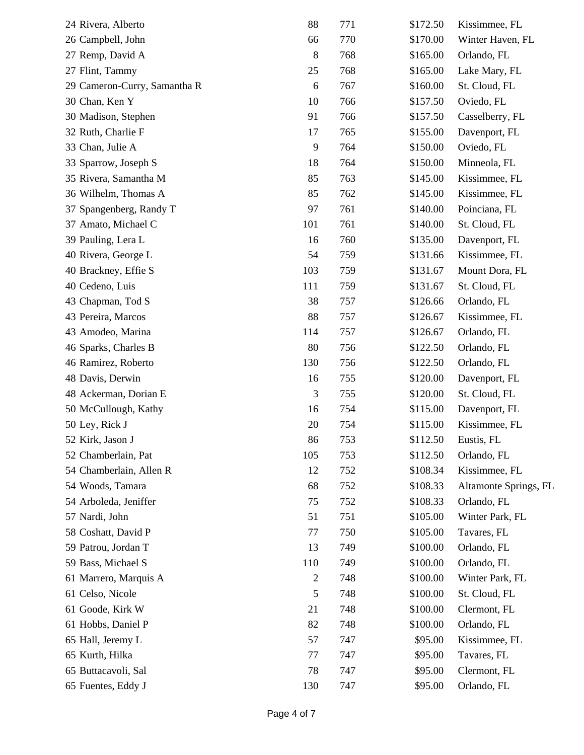| | | | | |
|---|---|---|---|---|
| 24 Rivera, Alberto | 88 | 771 | $172.50 | Kissimmee, FL |
| 26 Campbell, John | 66 | 770 | $170.00 | Winter Haven, FL |
| 27 Remp, David A | 8 | 768 | $165.00 | Orlando, FL |
| 27 Flint, Tammy | 25 | 768 | $165.00 | Lake Mary, FL |
| 29 Cameron-Curry, Samantha R | 6 | 767 | $160.00 | St. Cloud, FL |
| 30 Chan, Ken Y | 10 | 766 | $157.50 | Oviedo, FL |
| 30 Madison, Stephen | 91 | 766 | $157.50 | Casselberry, FL |
| 32 Ruth, Charlie F | 17 | 765 | $155.00 | Davenport, FL |
| 33 Chan, Julie A | 9 | 764 | $150.00 | Oviedo, FL |
| 33 Sparrow, Joseph S | 18 | 764 | $150.00 | Minneola, FL |
| 35 Rivera, Samantha M | 85 | 763 | $145.00 | Kissimmee, FL |
| 36 Wilhelm, Thomas A | 85 | 762 | $145.00 | Kissimmee, FL |
| 37 Spangenberg, Randy T | 97 | 761 | $140.00 | Poinciana, FL |
| 37 Amato, Michael C | 101 | 761 | $140.00 | St. Cloud, FL |
| 39 Pauling, Lera L | 16 | 760 | $135.00 | Davenport, FL |
| 40 Rivera, George L | 54 | 759 | $131.66 | Kissimmee, FL |
| 40 Brackney, Effie S | 103 | 759 | $131.67 | Mount Dora, FL |
| 40 Cedeno, Luis | 111 | 759 | $131.67 | St. Cloud, FL |
| 43 Chapman, Tod S | 38 | 757 | $126.66 | Orlando, FL |
| 43 Pereira, Marcos | 88 | 757 | $126.67 | Kissimmee, FL |
| 43 Amodeo, Marina | 114 | 757 | $126.67 | Orlando, FL |
| 46 Sparks, Charles B | 80 | 756 | $122.50 | Orlando, FL |
| 46 Ramirez, Roberto | 130 | 756 | $122.50 | Orlando, FL |
| 48 Davis, Derwin | 16 | 755 | $120.00 | Davenport, FL |
| 48 Ackerman, Dorian E | 3 | 755 | $120.00 | St. Cloud, FL |
| 50 McCullough, Kathy | 16 | 754 | $115.00 | Davenport, FL |
| 50 Ley, Rick J | 20 | 754 | $115.00 | Kissimmee, FL |
| 52 Kirk, Jason J | 86 | 753 | $112.50 | Eustis, FL |
| 52 Chamberlain, Pat | 105 | 753 | $112.50 | Orlando, FL |
| 54 Chamberlain, Allen R | 12 | 752 | $108.34 | Kissimmee, FL |
| 54 Woods, Tamara | 68 | 752 | $108.33 | Altamonte Springs, FL |
| 54 Arboleda, Jeniffer | 75 | 752 | $108.33 | Orlando, FL |
| 57 Nardi, John | 51 | 751 | $105.00 | Winter Park, FL |
| 58 Coshatt, David P | 77 | 750 | $105.00 | Tavares, FL |
| 59 Patrou, Jordan T | 13 | 749 | $100.00 | Orlando, FL |
| 59 Bass, Michael S | 110 | 749 | $100.00 | Orlando, FL |
| 61 Marrero, Marquis A | 2 | 748 | $100.00 | Winter Park, FL |
| 61 Celso, Nicole | 5 | 748 | $100.00 | St. Cloud, FL |
| 61 Goode, Kirk W | 21 | 748 | $100.00 | Clermont, FL |
| 61 Hobbs, Daniel P | 82 | 748 | $100.00 | Orlando, FL |
| 65 Hall, Jeremy L | 57 | 747 | $95.00 | Kissimmee, FL |
| 65 Kurth, Hilka | 77 | 747 | $95.00 | Tavares, FL |
| 65 Buttacavoli, Sal | 78 | 747 | $95.00 | Clermont, FL |
| 65 Fuentes, Eddy J | 130 | 747 | $95.00 | Orlando, FL |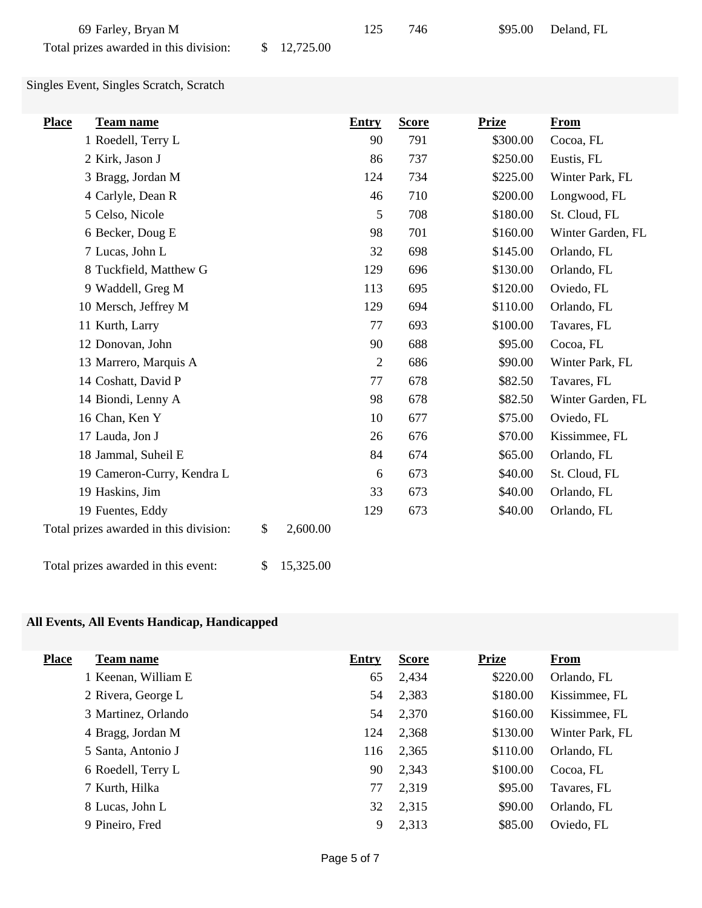| Place | Team name | Entry | Score | Prize | From |
|---|---|---|---|---|---|
| 69 | Farley, Bryan M | 125 | 746 | $95.00 | Deland, FL |

Total prizes awarded in this division: $ 12,725.00

## Singles Event, Singles Scratch, Scratch

| Place | Team name | Entry | Score | Prize | From |
|---|---|---|---|---|---|
| 1 | Roedell, Terry L | 90 | 791 | $300.00 | Cocoa, FL |
| 2 | Kirk, Jason J | 86 | 737 | $250.00 | Eustis, FL |
| 3 | Bragg, Jordan M | 124 | 734 | $225.00 | Winter Park, FL |
| 4 | Carlyle, Dean R | 46 | 710 | $200.00 | Longwood, FL |
| 5 | Celso, Nicole | 5 | 708 | $180.00 | St. Cloud, FL |
| 6 | Becker, Doug E | 98 | 701 | $160.00 | Winter Garden, FL |
| 7 | Lucas, John L | 32 | 698 | $145.00 | Orlando, FL |
| 8 | Tuckfield, Matthew G | 129 | 696 | $130.00 | Orlando, FL |
| 9 | Waddell, Greg M | 113 | 695 | $120.00 | Oviedo, FL |
| 10 | Mersch, Jeffrey M | 129 | 694 | $110.00 | Orlando, FL |
| 11 | Kurth, Larry | 77 | 693 | $100.00 | Tavares, FL |
| 12 | Donovan, John | 90 | 688 | $95.00 | Cocoa, FL |
| 13 | Marrero, Marquis A | 2 | 686 | $90.00 | Winter Park, FL |
| 14 | Coshatt, David P | 77 | 678 | $82.50 | Tavares, FL |
| 14 | Biondi, Lenny A | 98 | 678 | $82.50 | Winter Garden, FL |
| 16 | Chan, Ken Y | 10 | 677 | $75.00 | Oviedo, FL |
| 17 | Lauda, Jon J | 26 | 676 | $70.00 | Kissimmee, FL |
| 18 | Jammal, Suheil E | 84 | 674 | $65.00 | Orlando, FL |
| 19 | Cameron-Curry, Kendra L | 6 | 673 | $40.00 | St. Cloud, FL |
| 19 | Haskins, Jim | 33 | 673 | $40.00 | Orlando, FL |
| 19 | Fuentes, Eddy | 129 | 673 | $40.00 | Orlando, FL |

Total prizes awarded in this division: $ 2,600.00

Total prizes awarded in this event: $ 15,325.00

## All Events, All Events Handicap, Handicapped

| Place | Team name | Entry | Score | Prize | From |
|---|---|---|---|---|---|
| 1 | Keenan, William E | 65 | 2,434 | $220.00 | Orlando, FL |
| 2 | Rivera, George L | 54 | 2,383 | $180.00 | Kissimmee, FL |
| 3 | Martinez, Orlando | 54 | 2,370 | $160.00 | Kissimmee, FL |
| 4 | Bragg, Jordan M | 124 | 2,368 | $130.00 | Winter Park, FL |
| 5 | Santa, Antonio J | 116 | 2,365 | $110.00 | Orlando, FL |
| 6 | Roedell, Terry L | 90 | 2,343 | $100.00 | Cocoa, FL |
| 7 | Kurth, Hilka | 77 | 2,319 | $95.00 | Tavares, FL |
| 8 | Lucas, John L | 32 | 2,315 | $90.00 | Orlando, FL |
| 9 | Pineiro, Fred | 9 | 2,313 | $85.00 | Oviedo, FL |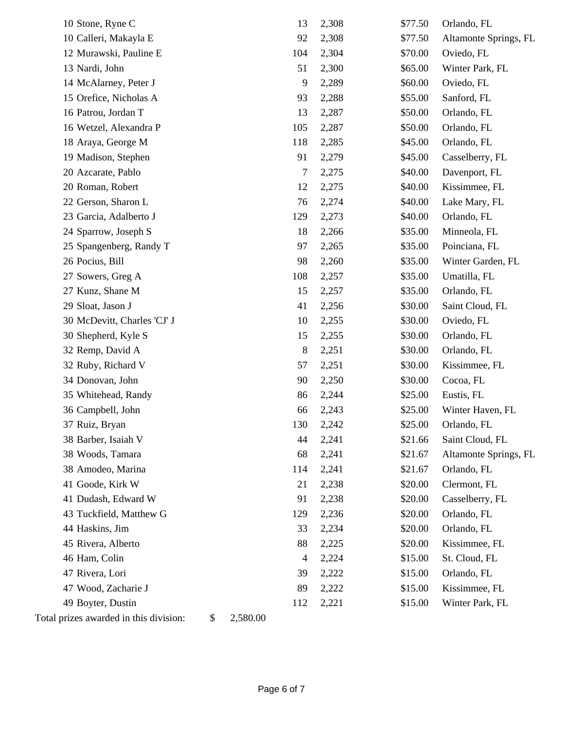| Place | Name | Games | Score | Prize | City |
|---|---|---|---|---|---|
| 10 | Stone, Ryne C | 13 | 2,308 | $77.50 | Orlando, FL |
| 10 | Calleri, Makayla E | 92 | 2,308 | $77.50 | Altamonte Springs, FL |
| 12 | Murawski, Pauline E | 104 | 2,304 | $70.00 | Oviedo, FL |
| 13 | Nardi, John | 51 | 2,300 | $65.00 | Winter Park, FL |
| 14 | McAlarney, Peter J | 9 | 2,289 | $60.00 | Oviedo, FL |
| 15 | Orefice, Nicholas A | 93 | 2,288 | $55.00 | Sanford, FL |
| 16 | Patrou, Jordan T | 13 | 2,287 | $50.00 | Orlando, FL |
| 16 | Wetzel, Alexandra P | 105 | 2,287 | $50.00 | Orlando, FL |
| 18 | Araya, George M | 118 | 2,285 | $45.00 | Orlando, FL |
| 19 | Madison, Stephen | 91 | 2,279 | $45.00 | Casselberry, FL |
| 20 | Azcarate, Pablo | 7 | 2,275 | $40.00 | Davenport, FL |
| 20 | Roman, Robert | 12 | 2,275 | $40.00 | Kissimmee, FL |
| 22 | Gerson, Sharon L | 76 | 2,274 | $40.00 | Lake Mary, FL |
| 23 | Garcia, Adalberto J | 129 | 2,273 | $40.00 | Orlando, FL |
| 24 | Sparrow, Joseph S | 18 | 2,266 | $35.00 | Minneola, FL |
| 25 | Spangenberg, Randy T | 97 | 2,265 | $35.00 | Poinciana, FL |
| 26 | Pocius, Bill | 98 | 2,260 | $35.00 | Winter Garden, FL |
| 27 | Sowers, Greg A | 108 | 2,257 | $35.00 | Umatilla, FL |
| 27 | Kunz, Shane M | 15 | 2,257 | $35.00 | Orlando, FL |
| 29 | Sloat, Jason J | 41 | 2,256 | $30.00 | Saint Cloud, FL |
| 30 | McDevitt, Charles 'CJ' J | 10 | 2,255 | $30.00 | Oviedo, FL |
| 30 | Shepherd, Kyle S | 15 | 2,255 | $30.00 | Orlando, FL |
| 32 | Remp, David A | 8 | 2,251 | $30.00 | Orlando, FL |
| 32 | Ruby, Richard V | 57 | 2,251 | $30.00 | Kissimmee, FL |
| 34 | Donovan, John | 90 | 2,250 | $30.00 | Cocoa, FL |
| 35 | Whitehead, Randy | 86 | 2,244 | $25.00 | Eustis, FL |
| 36 | Campbell, John | 66 | 2,243 | $25.00 | Winter Haven, FL |
| 37 | Ruiz, Bryan | 130 | 2,242 | $25.00 | Orlando, FL |
| 38 | Barber, Isaiah V | 44 | 2,241 | $21.66 | Saint Cloud, FL |
| 38 | Woods, Tamara | 68 | 2,241 | $21.67 | Altamonte Springs, FL |
| 38 | Amodeo, Marina | 114 | 2,241 | $21.67 | Orlando, FL |
| 41 | Goode, Kirk W | 21 | 2,238 | $20.00 | Clermont, FL |
| 41 | Dudash, Edward W | 91 | 2,238 | $20.00 | Casselberry, FL |
| 43 | Tuckfield, Matthew G | 129 | 2,236 | $20.00 | Orlando, FL |
| 44 | Haskins, Jim | 33 | 2,234 | $20.00 | Orlando, FL |
| 45 | Rivera, Alberto | 88 | 2,225 | $20.00 | Kissimmee, FL |
| 46 | Ham, Colin | 4 | 2,224 | $15.00 | St. Cloud, FL |
| 47 | Rivera, Lori | 39 | 2,222 | $15.00 | Orlando, FL |
| 47 | Wood, Zacharie J | 89 | 2,222 | $15.00 | Kissimmee, FL |
| 49 | Boyter, Dustin | 112 | 2,221 | $15.00 | Winter Park, FL |

Total prizes awarded in this division: $ 2,580.00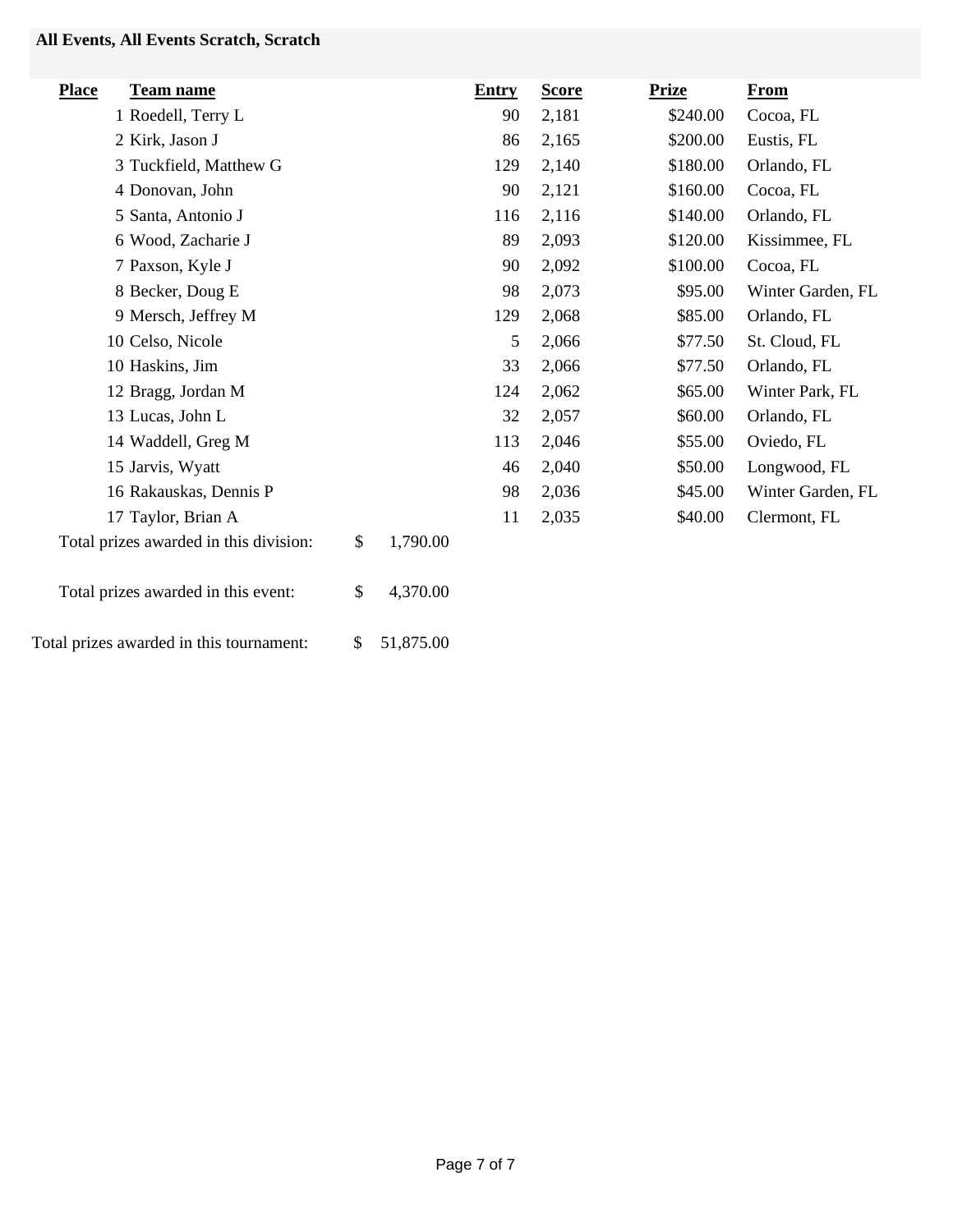**All Events, All Events Scratch, Scratch**

| Place | Team name | Entry | Score | Prize | From |
|---|---|---|---|---|---|
| 1 | Roedell, Terry L | 90 | 2,181 | $240.00 | Cocoa, FL |
| 2 | Kirk, Jason J | 86 | 2,165 | $200.00 | Eustis, FL |
| 3 | Tuckfield, Matthew G | 129 | 2,140 | $180.00 | Orlando, FL |
| 4 | Donovan, John | 90 | 2,121 | $160.00 | Cocoa, FL |
| 5 | Santa, Antonio J | 116 | 2,116 | $140.00 | Orlando, FL |
| 6 | Wood, Zacharie J | 89 | 2,093 | $120.00 | Kissimmee, FL |
| 7 | Paxson, Kyle J | 90 | 2,092 | $100.00 | Cocoa, FL |
| 8 | Becker, Doug E | 98 | 2,073 | $95.00 | Winter Garden, FL |
| 9 | Mersch, Jeffrey M | 129 | 2,068 | $85.00 | Orlando, FL |
| 10 | Celso, Nicole | 5 | 2,066 | $77.50 | St. Cloud, FL |
| 10 | Haskins, Jim | 33 | 2,066 | $77.50 | Orlando, FL |
| 12 | Bragg, Jordan M | 124 | 2,062 | $65.00 | Winter Park, FL |
| 13 | Lucas, John L | 32 | 2,057 | $60.00 | Orlando, FL |
| 14 | Waddell, Greg M | 113 | 2,046 | $55.00 | Oviedo, FL |
| 15 | Jarvis, Wyatt | 46 | 2,040 | $50.00 | Longwood, FL |
| 16 | Rakauskas, Dennis P | 98 | 2,036 | $45.00 | Winter Garden, FL |
| 17 | Taylor, Brian A | 11 | 2,035 | $40.00 | Clermont, FL |

Total prizes awarded in this division: $ 1,790.00

Total prizes awarded in this event: $ 4,370.00

Total prizes awarded in this tournament: $ 51,875.00